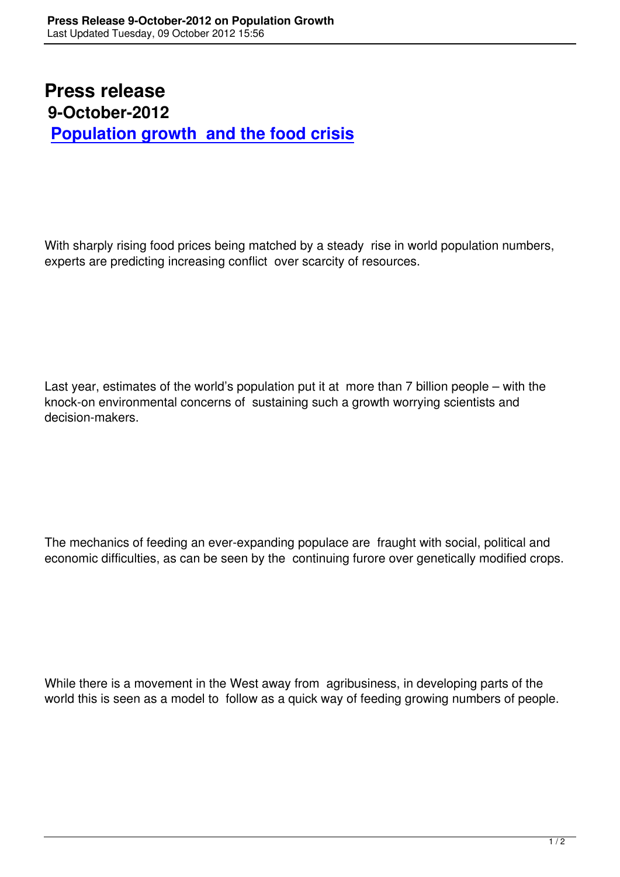# Press release

## 9-October-2012

## Population growth and the food crisis

With sharply rising food prices being matched by a steady rise in world population numbers, experts are predicting increasing conflict over scarcity of resources.

Last year, estimates of the world's population put it at more than 7 billion people – with the knock-on environmental concerns of sustaining such a growth worrying scientists and decision-makers.

The mechanics of feeding an ever-expanding populace are fraught with social, political and economic difficulties, as can be seen by the continuing furore over genetically modified crops.

While there is a movement in the West away from agribusiness, in developing parts of the world this is seen as a model to follow as a quick way of feeding growing numbers of people.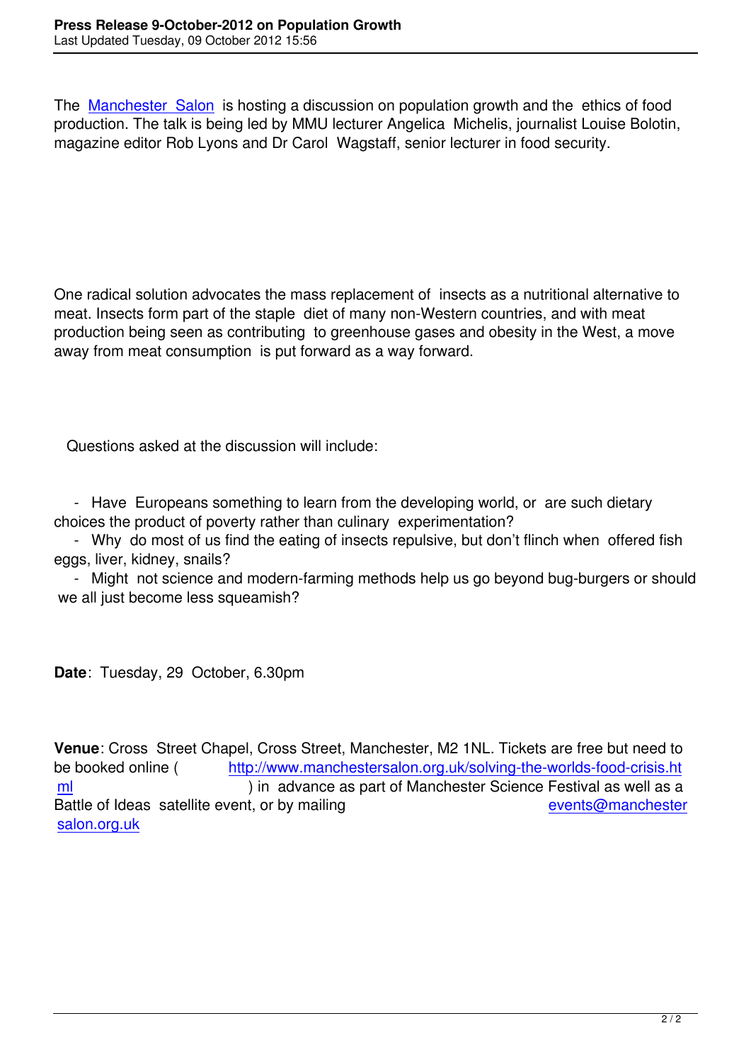The Manchester Salon is hosting a discussion on population growth and the ethics of food production. The talk is being led by MMU lecturer Angelica Michelis, journalist Louise Bolotin, magazine editor Rob Lyons and Dr Carol Wagstaff, senior lecturer in food security.

One radical solution advocates the mass replacement of insects as a nutritional alternative to meat. Insects form part of the staple diet of many non-Western countries, and with meat production being seen as contributing to greenhouse gases and obesity in the West, a move away from meat consumption is put forward as a way forward.

Questions asked at the discussion will include:

- Have Europeans something to learn from the developing world, or are such dietary choices the product of poverty rather than culinary experimentation?
- Why do most of us find the eating of insects repulsive, but don't flinch when offered fish eggs, liver, kidney, snails?
- Might not science and modern-farming methods help us go beyond bug-burgers or should we all just become less squeamish?

**Date**: Tuesday, 29 October, 6.30pm

**Venue**: Cross Street Chapel, Cross Street, Manchester, M2 1NL. Tickets are free but need to be booked online ( http://www.manchestersalon.org.uk/solving-the-worlds-food-crisis.html ) in advance as part of Manchester Science Festival as well as a Battle of Ideas satellite event, or by mailing events@manchestersalon.org.uk